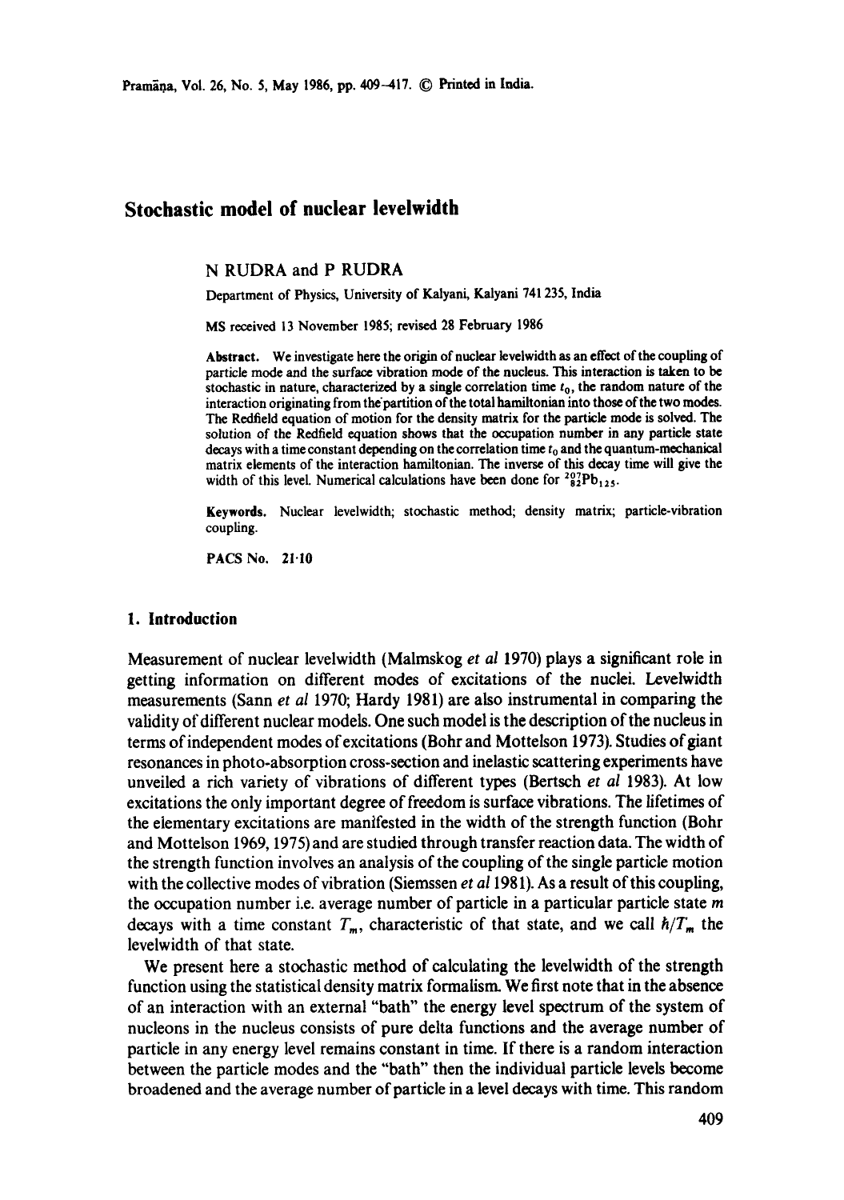# Stochastic model of nuclear levelwidth

N RUDRA and P RUDRA

Department of Physics, University of Kalyani, Kalyani 741 235, India

MS received 13 November 1985; revised 28 February 1986

**Abstract.** We investigate here the origin of nuclear levelwidth as an effect of the coupling of particle mode and the surface vibration mode of the nucleus. This interaction is taken to be stochastic in nature, characterized by a single correlation time $t_0$, the random nature of the interaction originating from the partition of the total hamiltonian into those of the two modes. The Redfield equation of motion for the density matrix for the particle mode is solved. The solution of the Redfield equation shows that the occupation number in any particle state decays with a time constant depending on the correlation time $t_0$ and the quantum-mechanical matrix elements of the interaction hamiltonian. The inverse of this decay time will give the width of this level. Numerical calculations have been done for $^{207}_{82}Pb_{125}$.

**Keywords.** Nuclear levelwidth; stochastic method; density matrix; particle-vibration coupling.

PACS No. 21·10

## 1. Introduction

Measurement of nuclear levelwidth (Malmskog *et al* 1970) plays a significant role in getting information on different modes of excitations of the nuclei. Levelwidth measurements (Sann *et al* 1970; Hardy 1981) are also instrumental in comparing the validity of different nuclear models. One such model is the description of the nucleus in terms of independent modes of excitations (Bohr and Mottelson 1973). Studies of giant resonances in photo-absorption cross-section and inelastic scattering experiments have unveiled a rich variety of vibrations of different types (Bertsch *et al* 1983). At low excitations the only important degree of freedom is surface vibrations. The lifetimes of the elementary excitations are manifested in the width of the strength function (Bohr and Mottelson 1969, 1975) and are studied through transfer reaction data. The width of the strength function involves an analysis of the coupling of the single particle motion with the collective modes of vibration (Siemssen *et al* 1981). As a result of this coupling, the occupation number i.e. average number of particle in a particular particle state $m$ decays with a time constant $T_m$, characteristic of that state, and we call $\hbar/T_m$ the levelwidth of that state.

We present here a stochastic method of calculating the levelwidth of the strength function using the statistical density matrix formalism. We first note that in the absence of an interaction with an external "bath" the energy level spectrum of the system of nucleons in the nucleus consists of pure delta functions and the average number of particle in any energy level remains constant in time. If there is a random interaction between the particle modes and the "bath" then the individual particle levels become broadened and the average number of particle in a level decays with time. This random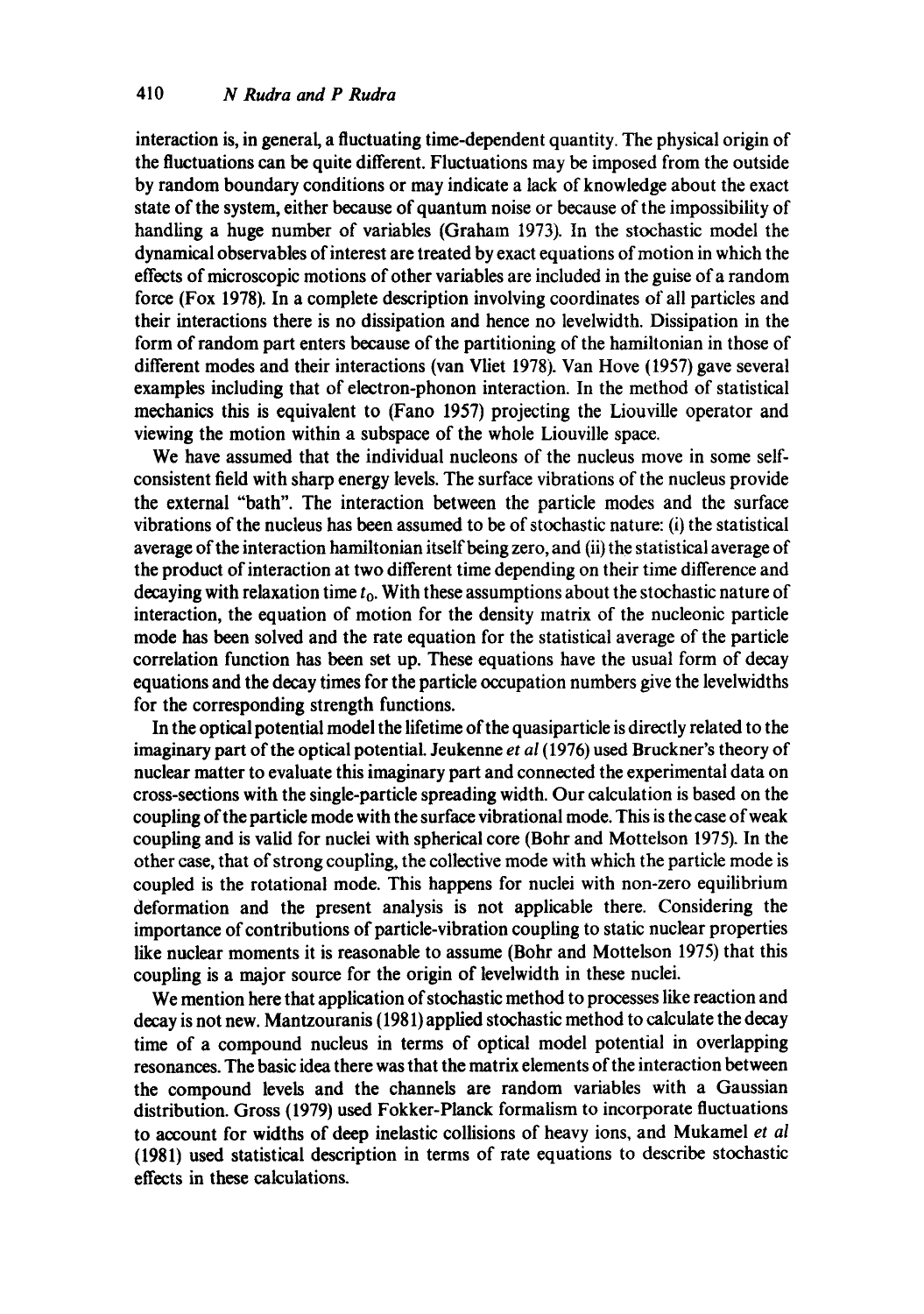interaction is, in general, a fluctuating time-dependent quantity. The physical origin of the fluctuations can be quite different. Fluctuations may be imposed from the outside by random boundary conditions or may indicate a lack of knowledge about the exact state of the system, either because of quantum noise or because of the impossibility of handling a huge number of variables (Graham 1973). In the stochastic model the dynamical observables of interest are treated by exact equations of motion in which the effects of microscopic motions of other variables are included in the guise of a random force (Fox 1978). In a complete description involving coordinates of all particles and their interactions there is no dissipation and hence no levelwidth. Dissipation in the form of random part enters because of the partitioning of the hamiltonian in those of different modes and their interactions (van Vliet 1978). Van Hove (1957) gave several examples including that of electron-phonon interaction. In the method of statistical mechanics this is equivalent to (Fano 1957) projecting the Liouville operator and viewing the motion within a subspace of the whole Liouville space.

We have assumed that the individual nucleons of the nucleus move in some self-consistent field with sharp energy levels. The surface vibrations of the nucleus provide the external "bath". The interaction between the particle modes and the surface vibrations of the nucleus has been assumed to be of stochastic nature: (i) the statistical average of the interaction hamiltonian itself being zero, and (ii) the statistical average of the product of interaction at two different time depending on their time difference and decaying with relaxation time $t_0$. With these assumptions about the stochastic nature of interaction, the equation of motion for the density matrix of the nucleonic particle mode has been solved and the rate equation for the statistical average of the particle correlation function has been set up. These equations have the usual form of decay equations and the decay times for the particle occupation numbers give the levelwidths for the corresponding strength functions.

In the optical potential model the lifetime of the quasiparticle is directly related to the imaginary part of the optical potential. Jeukenne *et al* (1976) used Bruckner's theory of nuclear matter to evaluate this imaginary part and connected the experimental data on cross-sections with the single-particle spreading width. Our calculation is based on the coupling of the particle mode with the surface vibrational mode. This is the case of weak coupling and is valid for nuclei with spherical core (Bohr and Mottelson 1975). In the other case, that of strong coupling, the collective mode with which the particle mode is coupled is the rotational mode. This happens for nuclei with non-zero equilibrium deformation and the present analysis is not applicable there. Considering the importance of contributions of particle-vibration coupling to static nuclear properties like nuclear moments it is reasonable to assume (Bohr and Mottelson 1975) that this coupling is a major source for the origin of levelwidth in these nuclei.

We mention here that application of stochastic method to processes like reaction and decay is not new. Mantzouranis (1981) applied stochastic method to calculate the decay time of a compound nucleus in terms of optical model potential in overlapping resonances. The basic idea there was that the matrix elements of the interaction between the compound levels and the channels are random variables with a Gaussian distribution. Gross (1979) used Fokker-Planck formalism to incorporate fluctuations to account for widths of deep inelastic collisions of heavy ions, and Mukamel *et al* (1981) used statistical description in terms of rate equations to describe stochastic effects in these calculations.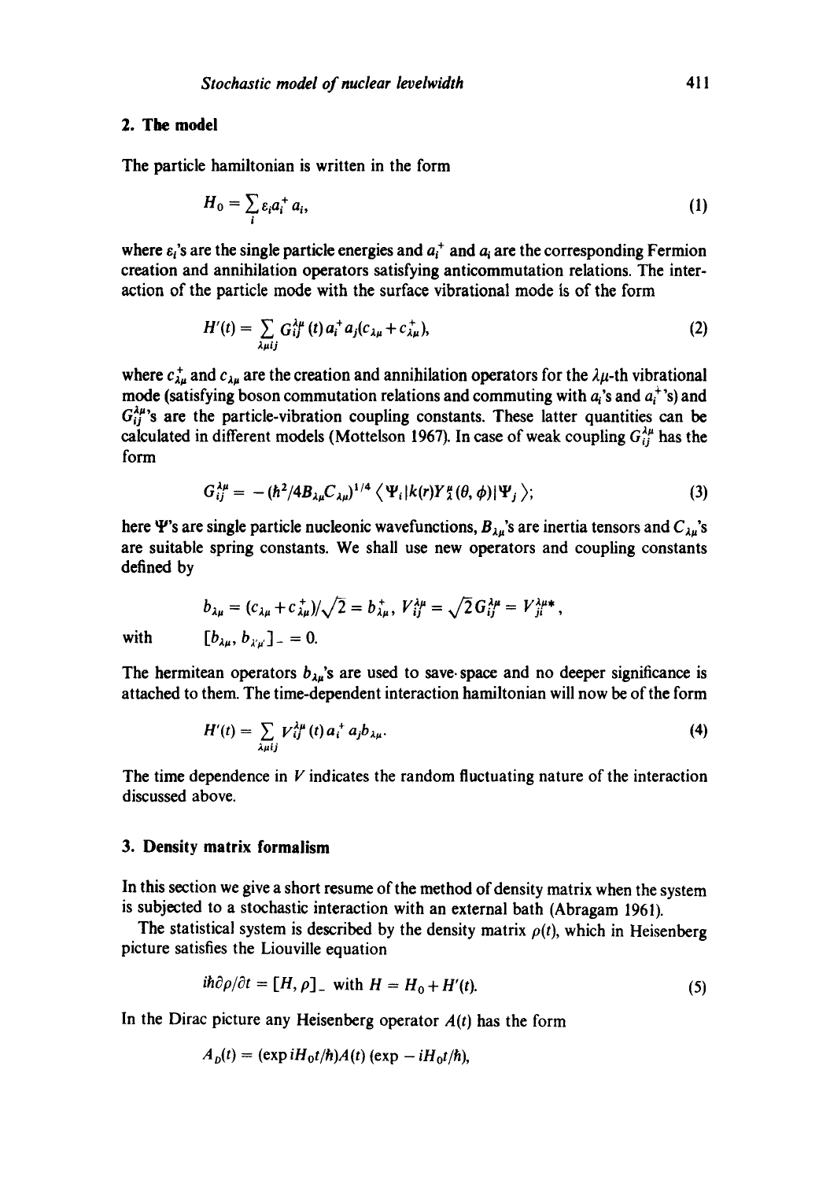## 2. The model

The particle hamiltonian is written in the form

$$H_0 = \sum_i \varepsilon_i a_i^+ a_i, \tag{1}$$

where $\varepsilon_i$'s are the single particle energies and $a_i^+$ and $a_i$ are the corresponding Fermion creation and annihilation operators satisfying anticommutation relations. The interaction of the particle mode with the surface vibrational mode is of the form

$$H'(t) = \sum_{\lambda\mu ij} G_{ij}^{\lambda\mu}(t)\, a_i^+ a_j (c_{\lambda\mu} + c_{\lambda\mu}^+), \tag{2}$$

where $c_{\lambda\mu}^+$ and $c_{\lambda\mu}$ are the creation and annihilation operators for the $\lambda\mu$-th vibrational mode (satisfying boson commutation relations and commuting with $a_i$'s and $a_i^+$'s) and $G_{ij}^{\lambda\mu}$'s are the particle-vibration coupling constants. These latter quantities can be calculated in different models (Mottelson 1967). In case of weak coupling $G_{ij}^{\lambda\mu}$ has the form

$$G_{ij}^{\lambda\mu} = -(\hbar^2/4B_{\lambda\mu}C_{\lambda\mu})^{1/4} \langle \Psi_i | k(r) Y_\lambda^\mu(\theta, \phi) | \Psi_j \rangle; \tag{3}$$

here $\Psi$'s are single particle nucleonic wavefunctions, $B_{\lambda\mu}$'s are inertia tensors and $C_{\lambda\mu}$'s are suitable spring constants. We shall use new operators and coupling constants defined by

$$b_{\lambda\mu} = (c_{\lambda\mu} + c_{\lambda\mu}^+)/\sqrt{2} = b_{\lambda\mu}^+, \quad V_{ij}^{\lambda\mu} = \sqrt{2}\, G_{ij}^{\lambda\mu} = V_{ji}^{\lambda\mu *},$$

with $\quad [b_{\lambda\mu}, b_{\lambda'\mu'}]_- = 0.$

The hermitean operators $b_{\lambda\mu}$'s are used to save space and no deeper significance is attached to them. The time-dependent interaction hamiltonian will now be of the form

$$H'(t) = \sum_{\lambda\mu ij} V_{ij}^{\lambda\mu}(t)\, a_i^+ a_j b_{\lambda\mu}. \tag{4}$$

The time dependence in $V$ indicates the random fluctuating nature of the interaction discussed above.

## 3. Density matrix formalism

In this section we give a short resume of the method of density matrix when the system is subjected to a stochastic interaction with an external bath (Abragam 1961).

The statistical system is described by the density matrix $\rho(t)$, which in Heisenberg picture satisfies the Liouville equation

$$i\hbar\partial\rho/\partial t = [H, \rho]_- \text{ with } H = H_0 + H'(t). \tag{5}$$

In the Dirac picture any Heisenberg operator $A(t)$ has the form

$$A_D(t) = (\exp iH_0 t/\hbar) A(t) (\exp -iH_0 t/\hbar),$$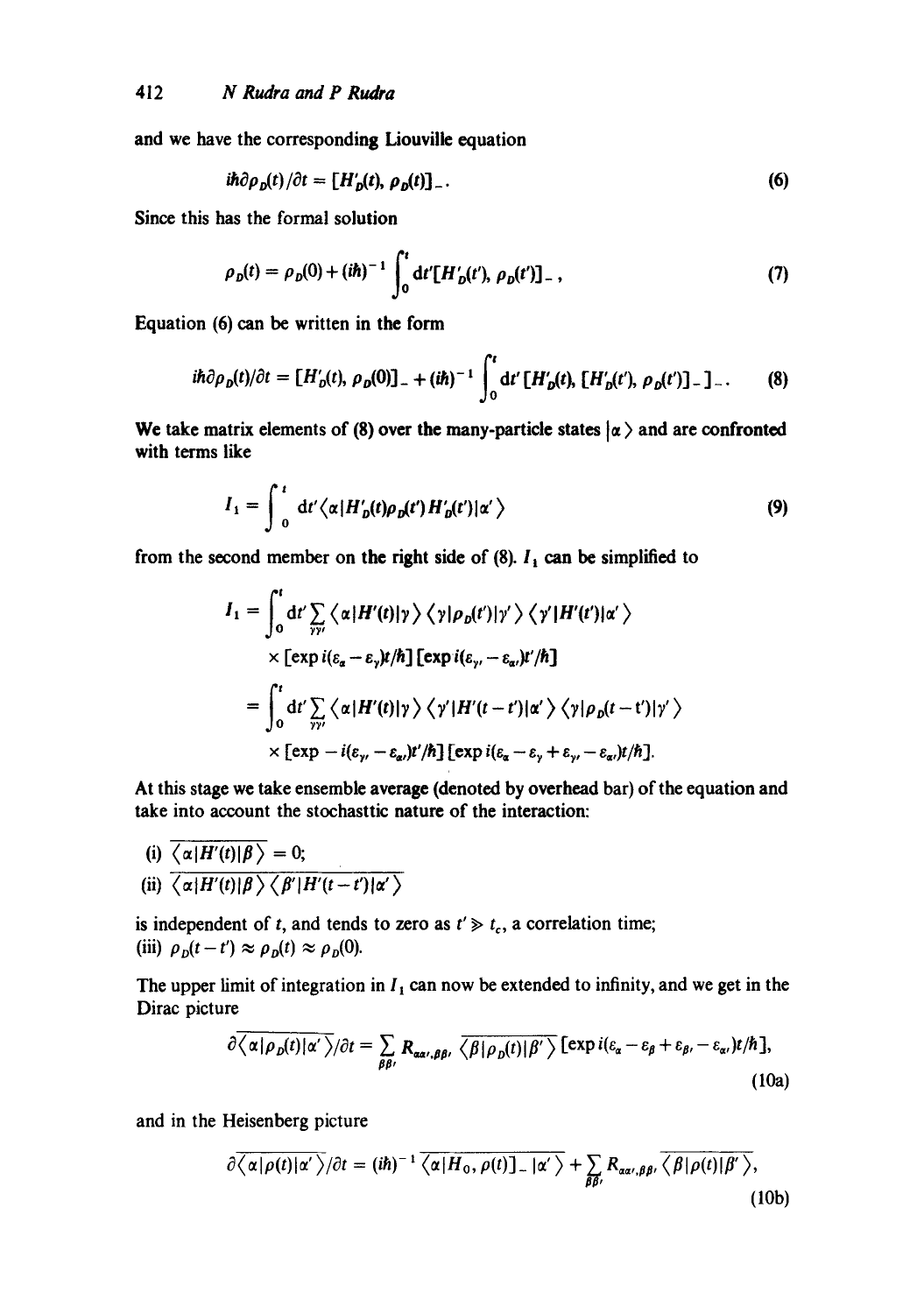and we have the corresponding Liouville equation

$$i\hbar\partial\rho_D(t)/\partial t = [H'_D(t), \rho_D(t)]_-. \tag{6}$$

Since this has the formal solution

$$\rho_D(t) = \rho_D(0) + (i\hbar)^{-1}\int_0^t dt'[H'_D(t'), \rho_D(t')]_-, \tag{7}$$

Equation (6) can be written in the form

$$i\hbar\partial\rho_D(t)/\partial t = [H'_D(t), \rho_D(0)]_- + (i\hbar)^{-1}\int_0^t dt'[H'_D(t), [H'_D(t'), \rho_D(t')]_-]_-. \tag{8}$$

We take matrix elements of (8) over the many-particle states $|\alpha\rangle$ and are confronted with terms like

$$I_1 = \int_0^t dt'\langle\alpha|H'_D(t)\rho_D(t')H'_D(t')|\alpha'\rangle \tag{9}$$

from the second member on the right side of (8). $I_1$ can be simplified to

$$\begin{aligned}
I_1 &= \int_0^t dt'\sum_{\gamma\gamma'}\langle\alpha|H'(t)|\gamma\rangle\langle\gamma|\rho_D(t')|\gamma'\rangle\langle\gamma'|H'(t')|\alpha'\rangle \\
&\quad\times[\exp i(\varepsilon_\alpha - \varepsilon_\gamma)t/\hbar][\exp i(\varepsilon_{\gamma'} - \varepsilon_{\alpha'})t'/\hbar] \\
&= \int_0^t dt'\sum_{\gamma\gamma'}\langle\alpha|H'(t)|\gamma\rangle\langle\gamma'|H'(t-t')|\alpha'\rangle\langle\gamma|\rho_D(t-t')|\gamma'\rangle \\
&\quad\times[\exp -i(\varepsilon_{\gamma'} - \varepsilon_{\alpha'})t'/\hbar][\exp i(\varepsilon_\alpha - \varepsilon_\gamma + \varepsilon_{\gamma'} - \varepsilon_{\alpha'})t/\hbar].
\end{aligned}$$

At this stage we take ensemble average (denoted by overhead bar) of the equation and take into account the stochasttic nature of the interaction:

(i) $\overline{\langle\alpha|H'(t)|\beta\rangle} = 0$;

(ii) $\overline{\langle\alpha|H'(t)|\beta\rangle\langle\beta'|H'(t-t')|\alpha'\rangle}$

is independent of $t$, and tends to zero as $t' \gg t_c$, a correlation time;

(iii) $\rho_D(t-t') \approx \rho_D(t) \approx \rho_D(0)$.

The upper limit of integration in $I_1$ can now be extended to infinity, and we get in the Dirac picture

$$\partial\overline{\langle\alpha|\rho_D(t)|\alpha'\rangle}/\partial t = \sum_{\beta\beta'} R_{\alpha\alpha',\beta\beta'}\overline{\langle\beta|\rho_D(t)|\beta'\rangle}[\exp i(\varepsilon_\alpha - \varepsilon_\beta + \varepsilon_{\beta'} - \varepsilon_{\alpha'})t/\hbar], \tag{10a}$$

and in the Heisenberg picture

$$\partial\overline{\langle\alpha|\rho(t)|\alpha'\rangle}/\partial t = (i\hbar)^{-1}\overline{\langle\alpha|H_0, \rho(t)]_-|\alpha'\rangle} + \sum_{\beta\beta'} R_{\alpha\alpha',\beta\beta'}\overline{\langle\beta|\rho(t)|\beta'\rangle}, \tag{10b}$$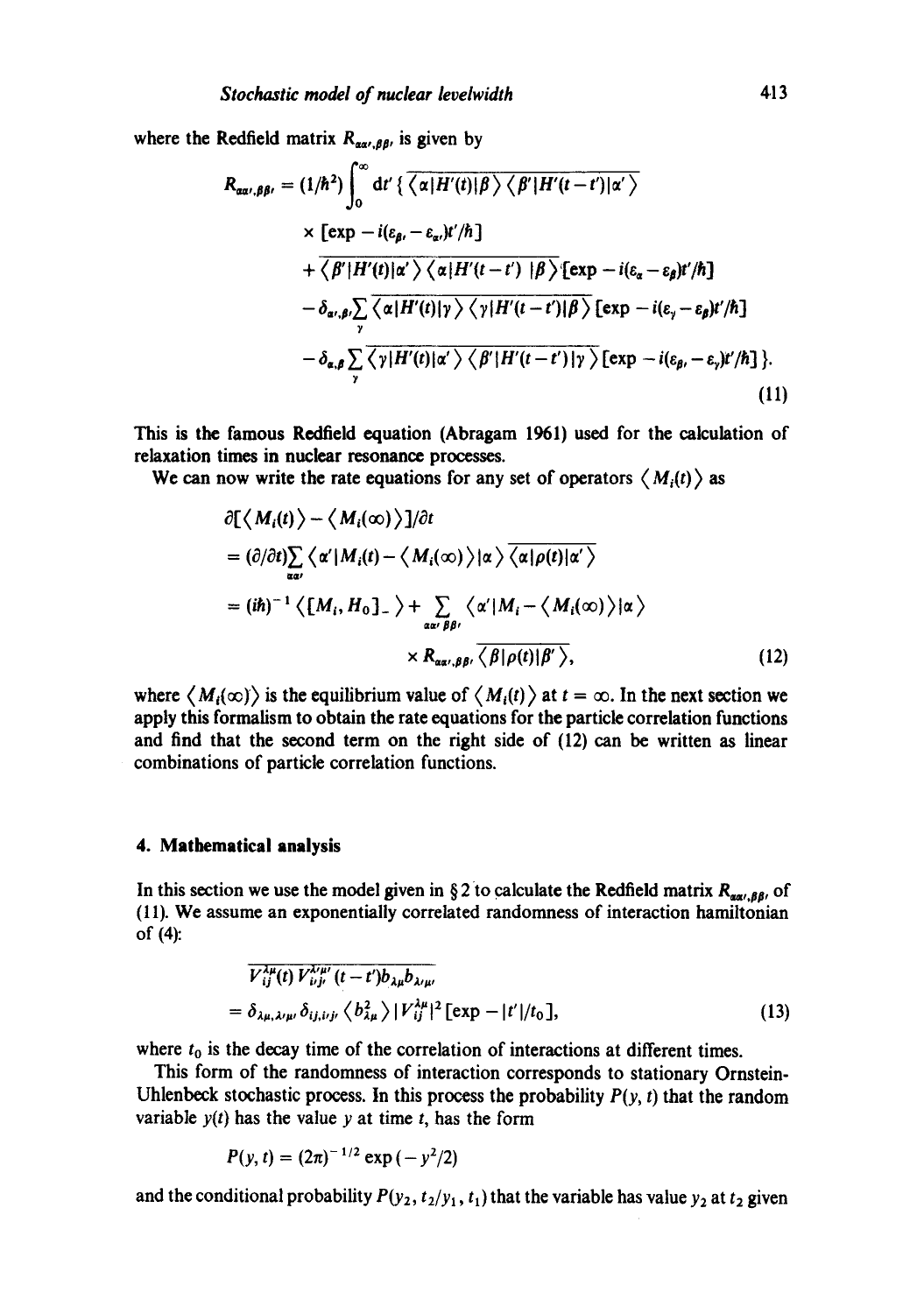where the Redfield matrix $R_{\alpha\alpha',\beta\beta'}$ is given by

$$
\begin{aligned}
R_{\alpha\alpha',\beta\beta'} = (1/\hbar^2)\int_0^\infty dt' \{ & \overline{\langle\alpha|H'(t)|\beta\rangle\langle\beta'|H'(t-t')|\alpha'\rangle} \\
& \times [\exp - i(\varepsilon_{\beta'} - \varepsilon_{\alpha'})t'/\hbar] \\
& + \overline{\langle\beta'|H'(t)|\alpha'\rangle\langle\alpha|H'(t-t')\,|\beta\rangle}[\exp - i(\varepsilon_\alpha - \varepsilon_\beta)t'/\hbar] \\
& - \delta_{\alpha',\beta'}\sum_\gamma \overline{\langle\alpha|H'(t)|\gamma\rangle\langle\gamma|H'(t-t')|\beta\rangle}[\exp - i(\varepsilon_\gamma - \varepsilon_\beta)t'/\hbar] \\
& - \delta_{\alpha,\beta}\sum_\gamma \overline{\langle\gamma|H'(t)|\alpha'\rangle\langle\beta'|H'(t-t')|\gamma\rangle}[\exp - i(\varepsilon_{\beta'} - \varepsilon_\gamma)t'/\hbar]\}.
\end{aligned}
\tag{11}
$$

This is the famous Redfield equation (Abragam 1961) used for the calculation of relaxation times in nuclear resonance processes.

We can now write the rate equations for any set of operators $\langle M_i(t)\rangle$ as

$$
\begin{aligned}
& \partial[\langle M_i(t)\rangle - \langle M_i(\infty)\rangle]/\partial t \\
& = (\partial/\partial t)\sum_{\alpha\alpha'}\langle\alpha'|M_i(t) - \langle M_i(\infty)\rangle|\alpha\rangle\overline{\langle\alpha|\rho(t)|\alpha'\rangle} \\
& = (i\hbar)^{-1}\langle[M_i, H_0]_-\rangle + \sum_{\alpha\alpha'\beta\beta'}\langle\alpha'|M_i - \langle M_i(\infty)\rangle|\alpha\rangle \\
& \qquad\qquad \times R_{\alpha\alpha',\beta\beta'}\overline{\langle\beta|\rho(t)|\beta'\rangle},
\end{aligned}
\tag{12}
$$

where $\langle M_i(\infty)\rangle$ is the equilibrium value of $\langle M_i(t)\rangle$ at $t = \infty$. In the next section we apply this formalism to obtain the rate equations for the particle correlation functions and find that the second term on the right side of (12) can be written as linear combinations of particle correlation functions.

## 4. Mathematical analysis

In this section we use the model given in § 2 to calculate the Redfield matrix $R_{\alpha\alpha',\beta\beta'}$ of (11). We assume an exponentially correlated randomness of interaction hamiltonian of (4):

$$
\begin{aligned}
& \overline{V_{ij}^{\lambda\mu}(t)\,V_{i'j'}^{\lambda'\mu'}(t-t')b_{\lambda\mu}b_{\lambda'\mu'}} \\
& = \delta_{\lambda\mu,\lambda'\mu'}\delta_{ij,i'j'}\langle b_{\lambda\mu}^2\rangle|V_{ij}^{\lambda\mu}|^2[\exp - |t'|/t_0],
\end{aligned}
\tag{13}
$$

where $t_0$ is the decay time of the correlation of interactions at different times.

This form of the randomness of interaction corresponds to stationary Ornstein-Uhlenbeck stochastic process. In this process the probability $P(y, t)$ that the random variable $y(t)$ has the value $y$ at time $t$, has the form

$$
P(y, t) = (2\pi)^{-1/2}\exp(-y^2/2)
$$

and the conditional probability $P(y_2, t_2/y_1, t_1)$ that the variable has value $y_2$ at $t_2$ given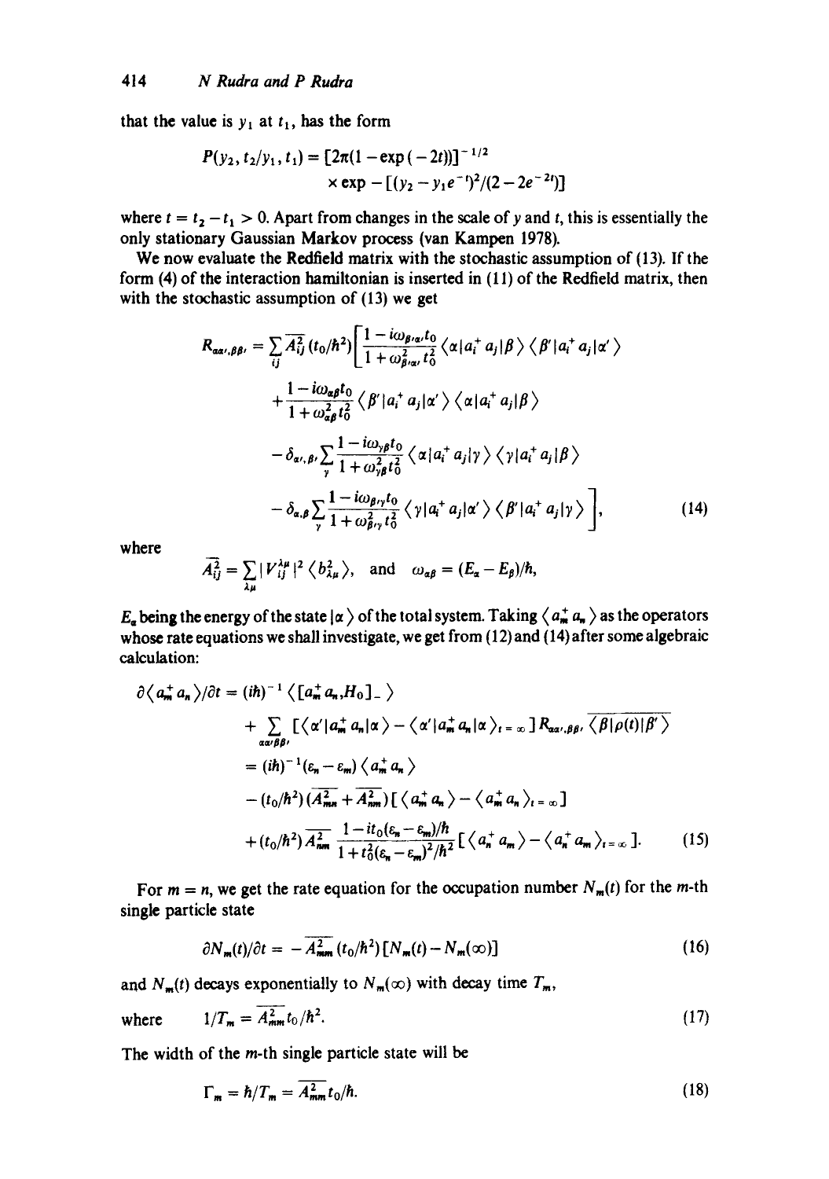that the value is $y_1$ at $t_1$, has the form

$$P(y_2, t_2/y_1, t_1) = [2\pi(1 - \exp(-2t))]^{-1/2} \times \exp - [(y_2 - y_1 e^{-t})^2/(2 - 2e^{-2t})]$$

where $t = t_2 - t_1 > 0$. Apart from changes in the scale of $y$ and $t$, this is essentially the only stationary Gaussian Markov process (van Kampen 1978).

We now evaluate the Redfield matrix with the stochastic assumption of (13). If the form (4) of the interaction hamiltonian is inserted in (11) of the Redfield matrix, then with the stochastic assumption of (13) we get

$$\begin{aligned}
R_{\alpha\alpha',\beta\beta'} = \sum_{ij} \overline{A_{ij}^2}\,(t_0/\hbar^2)\Bigg[&\frac{1 - i\omega_{\beta'\alpha'}t_0}{1 + \omega_{\beta'\alpha'}^2 t_0^2}\langle\alpha|a_i^+ a_j|\beta\rangle\langle\beta'|a_i^+ a_j|\alpha'\rangle \\
&+ \frac{1 - i\omega_{\alpha\beta}t_0}{1 + \omega_{\alpha\beta}^2 t_0^2}\langle\beta'|a_i^+ a_j|\alpha'\rangle\langle\alpha|a_i^+ a_j|\beta\rangle \\
&- \delta_{\alpha',\beta'}\sum_{\gamma}\frac{1 - i\omega_{\gamma\beta}t_0}{1 + \omega_{\gamma\beta}^2 t_0^2}\langle\alpha|a_i^+ a_j|\gamma\rangle\langle\gamma|a_i^+ a_j|\beta\rangle \\
&- \delta_{\alpha,\beta}\sum_{\gamma}\frac{1 - i\omega_{\beta'\gamma}t_0}{1 + \omega_{\beta'\gamma}^2 t_0^2}\langle\gamma|a_i^+ a_j|\alpha'\rangle\langle\beta'|a_i^+ a_j|\gamma\rangle\Bigg],
\end{aligned} \tag{14}$$

where

$$\overline{A_{ij}^2} = \sum_{\lambda\mu}|V_{ij}^{\lambda\mu}|^2\langle b_{\lambda\mu}^2\rangle, \quad \text{and} \quad \omega_{\alpha\beta} = (E_\alpha - E_\beta)/\hbar,$$

$E_\alpha$ being the energy of the state $|\alpha\rangle$ of the total system. Taking $\langle a_m^+ a_n\rangle$ as the operators whose rate equations we shall investigate, we get from (12) and (14) after some algebraic calculation:

$$\begin{aligned}
\partial\langle a_m^+ a_n\rangle/\partial t &= (i\hbar)^{-1}\langle[a_m^+ a_n, H_0]_-\rangle \\
&\quad + \sum_{\alpha\alpha'\beta\beta'}[\langle\alpha'|a_m^+ a_n|\alpha\rangle - \langle\alpha'|a_m^+ a_n|\alpha\rangle_{t=\infty}]\,R_{\alpha\alpha',\beta\beta'}\,\overline{\langle\beta|\rho(t)|\beta'\rangle} \\
&= (i\hbar)^{-1}(\varepsilon_n - \varepsilon_m)\langle a_m^+ a_n\rangle \\
&\quad - (t_0/\hbar^2)(\overline{A_{mn}^2} + \overline{A_{nm}^2})[\langle a_m^+ a_n\rangle - \langle a_m^+ a_n\rangle_{t=\infty}] \\
&\quad + (t_0/\hbar^2)\overline{A_{nm}^2}\,\frac{1 - it_0(\varepsilon_n - \varepsilon_m)/\hbar}{1 + t_0^2(\varepsilon_n - \varepsilon_m)^2/\hbar^2}[\langle a_n^+ a_m\rangle - \langle a_n^+ a_m\rangle_{t=\infty}].
\end{aligned} \tag{15}$$

For $m = n$, we get the rate equation for the occupation number $N_m(t)$ for the $m$-th single particle state

$$\partial N_m(t)/\partial t = -\overline{A_{mm}^2}\,(t_0/\hbar^2)[N_m(t) - N_m(\infty)] \tag{16}$$

and $N_m(t)$ decays exponentially to $N_m(\infty)$ with decay time $T_m$,

$$\text{where} \quad 1/T_m = \overline{A_{mm}^2}\,t_0/\hbar^2. \tag{17}$$

The width of the $m$-th single particle state will be

$$\Gamma_m = \hbar/T_m = \overline{A_{mm}^2}\,t_0/\hbar. \tag{18}$$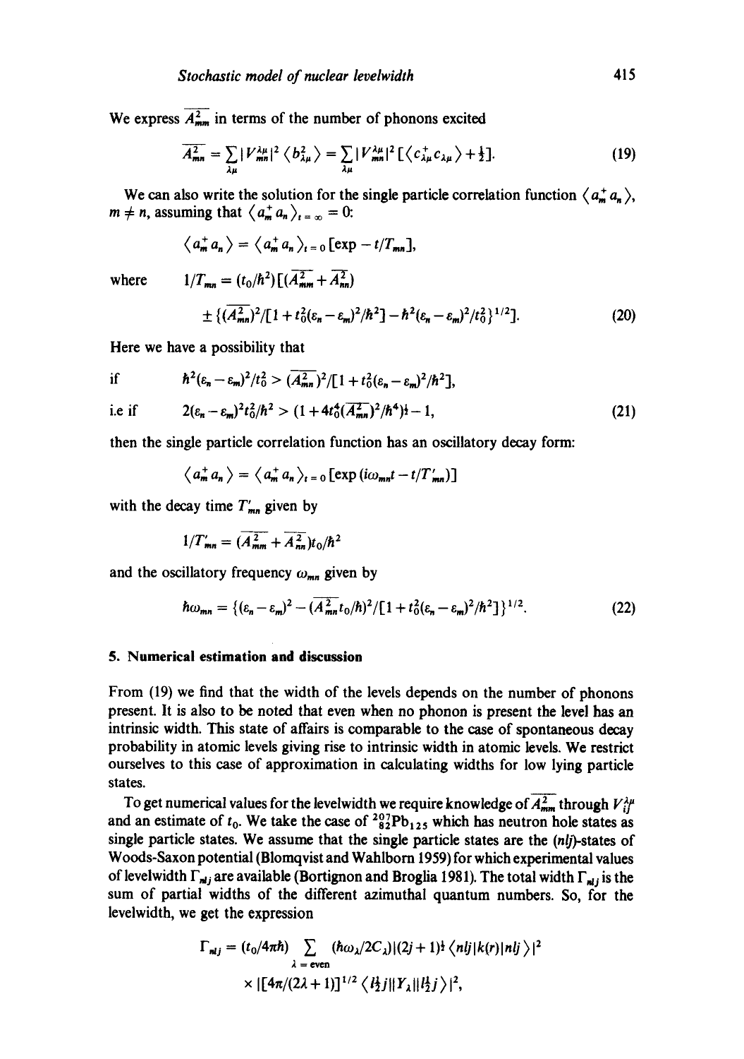We express $\overline{A^2_{mm}}$ in terms of the number of phonons excited

$$\overline{A^2_{mn}} = \sum_{\lambda\mu} |V^{\lambda\mu}_{mn}|^2 \langle b^2_{\lambda\mu} \rangle = \sum_{\lambda\mu} |V^{\lambda\mu}_{mn}|^2 [\langle c^+_{\lambda\mu} c_{\lambda\mu} \rangle + \tfrac{1}{2}]. \tag{19}$$

We can also write the solution for the single particle correlation function $\langle a^+_m a_n \rangle$, $m \neq n$, assuming that $\langle a^+_m a_n \rangle_{t=\infty} = 0$:

$$\langle a^+_m a_n \rangle = \langle a^+_m a_n \rangle_{t=0} [\exp - t/T_{mn}],$$

where

$$1/T_{mn} = (t_0/\hbar^2)[(\overline{A^2_{mm}} + \overline{A^2_{nn}}) \pm \{(\overline{A^2_{mn}})^2/[1 + t_0^2(\varepsilon_n - \varepsilon_m)^2/\hbar^2] - \hbar^2(\varepsilon_n - \varepsilon_m)^2/t_0^2\}^{1/2}]. \tag{20}$$

Here we have a possibility that

if $\quad \hbar^2(\varepsilon_n - \varepsilon_m)^2/t_0^2 > (\overline{A^2_{mn}})^2/[1 + t_0^2(\varepsilon_n - \varepsilon_m)^2/\hbar^2]$,

i.e if $\quad 2(\varepsilon_n - \varepsilon_m)^2 t_0^2/\hbar^2 > (1 + 4t_0^4(\overline{A^2_{mn}})^2/\hbar^4)^{\frac{1}{2}} - 1, \quad (21)$

then the single particle correlation function has an oscillatory decay form:

$$\langle a^+_m a_n \rangle = \langle a^+_m a_n \rangle_{t=0} [\exp(i\omega_{mn} t - t/T'_{mn})]$$

with the decay time $T'_{mn}$ given by

$$1/T'_{mn} = (\overline{A^2_{mm}} + \overline{A^2_{nn}}) t_0/\hbar^2$$

and the oscillatory frequency $\omega_{mn}$ given by

$$\hbar\omega_{mn} = \{(\varepsilon_n - \varepsilon_m)^2 - (\overline{A^2_{mn}} t_0/\hbar)^2/[1 + t_0^2(\varepsilon_n - \varepsilon_m)^2/\hbar^2]\}^{1/2}. \tag{22}$$

## 5. Numerical estimation and discussion

From (19) we find that the width of the levels depends on the number of phonons present. It is also to be noted that even when no phonon is present the level has an intrinsic width. This state of affairs is comparable to the case of spontaneous decay probability in atomic levels giving rise to intrinsic width in atomic levels. We restrict ourselves to this case of approximation in calculating widths for low lying particle states.

To get numerical values for the levelwidth we require knowledge of $\overline{A^2_{mm}}$ through $V^{\lambda\mu}_{ij}$ and an estimate of $t_0$. We take the case of $^{207}_{82}Pb_{125}$ which has neutron hole states as single particle states. We assume that the single particle states are the $(nlj)$-states of Woods-Saxon potential (Blomqvist and Wahlborn 1959) for which experimental values of levelwidth $\Gamma_{nlj}$ are available (Bortignon and Broglia 1981). The total width $\Gamma_{nlj}$ is the sum of partial widths of the different azimuthal quantum numbers. So, for the levelwidth, we get the expression

$$\Gamma_{nlj} = (t_0/4\pi\hbar) \sum_{\lambda = \text{even}} (\hbar\omega_\lambda/2C_\lambda)|(2j+1)^{\frac{1}{2}} \langle nlj|k(r)|nlj \rangle|^2 \times |[4\pi/(2\lambda+1)]^{1/2} \langle l\tfrac{1}{2}j \| Y_\lambda \| l\tfrac{1}{2}j \rangle|^2,$$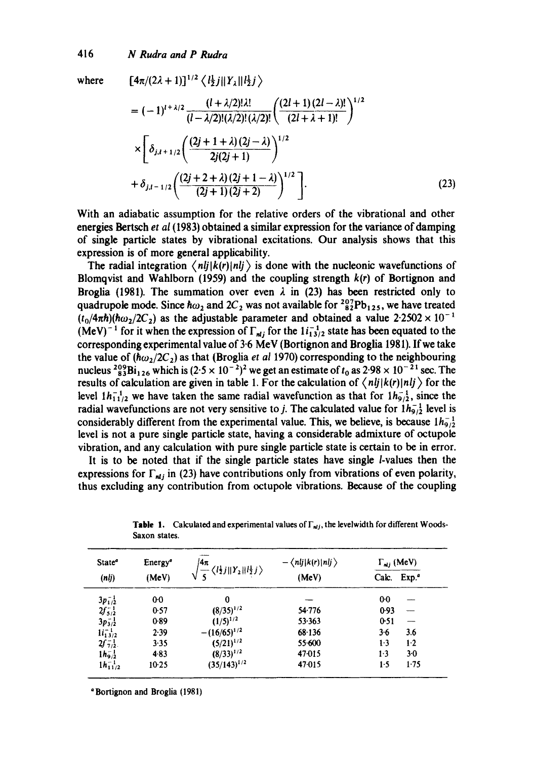where $$[4\pi/(2\lambda+1)]^{1/2}\langle l\tfrac{1}{2}j\|Y_\lambda\|l\tfrac{1}{2}j\rangle$$

$$= (-1)^{l+\lambda/2}\frac{(l+\lambda/2)!\lambda!}{(l-\lambda/2)!(\lambda/2)!(\lambda/2)!}\left(\frac{(2l+1)(2l-\lambda)!}{(2l+\lambda+1)!}\right)^{1/2}$$

$$\times\left[\delta_{j,l+1/2}\left(\frac{(2j+1+\lambda)(2j-\lambda)}{2j(2j+1)}\right)^{1/2}\right.$$

$$\left.+\delta_{j,l-1/2}\left(\frac{(2j+2+\lambda)(2j+1-\lambda)}{(2j+1)(2j+2)}\right)^{1/2}\right]. \tag{23}$$

With an adiabatic assumption for the relative orders of the vibrational and other energies Bertsch *et al* (1983) obtained a similar expression for the variance of damping of single particle states by vibrational excitations. Our analysis shows that this expression is of more general applicability.

The radial integration $\langle nlj|k(r)|nlj\rangle$ is done with the nucleonic wavefunctions of Blomqvist and Wahlborn (1959) and the coupling strength $k(r)$ of Bortignon and Broglia (1981). The summation over even $\lambda$ in (23) has been restricted only to quadrupole mode. Since $\hbar\omega_2$ and $2C_2$ was not available for ${}^{207}_{82}Pb_{125}$, we have treated $(t_0/4\pi\hbar)(\hbar\omega_2/2C_2)$ as the adjustable parameter and obtained a value $2{\cdot}2502\times10^{-1}$ $(MeV)^{-1}$ for it when the expression of $\Gamma_{nlj}$ for the $1i^{-1}_{13/2}$ state has been equated to the corresponding experimental value of 3·6 MeV (Bortignon and Broglia 1981). If we take the value of $(\hbar\omega_2/2C_2)$ as that (Broglia *et al* 1970) corresponding to the neighbouring nucleus ${}^{209}_{83}Bi_{126}$ which is $(2{\cdot}5\times10^{-2})^2$ we get an estimate of $t_0$ as $2{\cdot}98\times10^{-21}$ sec. The results of calculation are given in table 1. For the calculation of $\langle nlj|k(r)|nlj\rangle$ for the level $1h^{-1}_{11/2}$ we have taken the same radial wavefunction as that for $1h^{-1}_{9/2}$, since the radial wavefunctions are not very sensitive to $j$. The calculated value for $1h^{-1}_{9/2}$ level is considerably different from the experimental value. This, we believe, is because $1h^{-1}_{9/2}$ level is not a pure single particle state, having a considerable admixture of octupole vibration, and any calculation with pure single particle state is certain to be in error.

It is to be noted that if the single particle states have single $l$-values then the expressions for $\Gamma_{nlj}$ in (23) have contributions only from vibrations of even polarity, thus excluding any contribution from octupole vibrations. Because of the coupling

**Table 1.** Calculated and experimental values of $\Gamma_{nlj}$, the levelwidth for different Woods-Saxon states.

| State[a] $(nlj)$ | Energy[a] (MeV) | $\sqrt{\frac{4\pi}{5}}\langle l\frac{1}{2}j\|Y_2\|l\frac{1}{2}j\rangle$ | $-\langle nlj\|k(r)\|nlj\rangle$ (MeV) | $\Gamma_{nlj}$ (MeV) Calc. | Exp.[a] |
|---|---|---|---|---|---|
| $3p^{-1}_{1/2}$ | 0·0 | 0 | — | 0·0 | — |
| $2f^{-1}_{5/2}$ | 0·57 | $(8/35)^{1/2}$ | 54·776 | 0·93 | — |
| $3p^{-1}_{3/2}$ | 0·89 | $(1/5)^{1/2}$ | 53·363 | 0·51 | — |
| $1i^{-1}_{13/2}$ | 2·39 | $-(16/65)^{1/2}$ | 68·136 | 3·6 | 3·6 |
| $2f^{-1}_{7/2}$ | 3·35 | $(5/21)^{1/2}$ | 55·600 | 1·3 | 1·2 |
| $1h^{-1}_{9/2}$ | 4·83 | $(8/33)^{1/2}$ | 47·015 | 1·3 | 3·0 |
| $1h^{-1}_{11/2}$ | 10·25 | $(35/143)^{1/2}$ | 47·015 | 1·5 | 1·75 |

[a] Bortignon and Broglia (1981)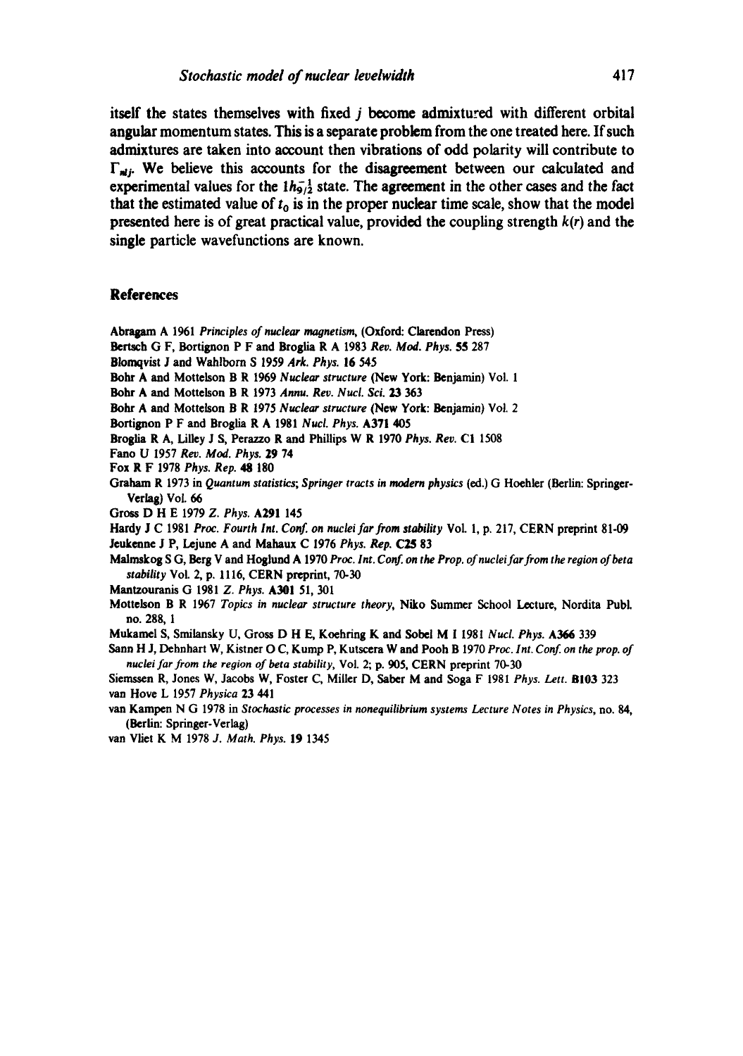itself the states themselves with fixed $j$ become admixtured with different orbital angular momentum states. This is a separate problem from the one treated here. If such admixtures are taken into account then vibrations of odd polarity will contribute to $\Gamma_{nlj}$. We believe this accounts for the disagreement between our calculated and experimental values for the $1h_{9/2}^{-1}$ state. The agreement in the other cases and the fact that the estimated value of $t_0$ is in the proper nuclear time scale, show that the model presented here is of great practical value, provided the coupling strength $k(r)$ and the single particle wavefunctions are known.

## References

Abragam A 1961 *Principles of nuclear magnetism*, (Oxford: Clarendon Press)

Bertsch G F, Bortignon P F and Broglia R A 1983 *Rev. Mod. Phys.* **55** 287

Blomqvist J and Wahlborn S 1959 *Ark. Phys.* **16** 545

Bohr A and Mottelson B R 1969 *Nuclear structure* (New York: Benjamin) Vol. 1

Bohr A and Mottelson B R 1973 *Annu. Rev. Nucl. Sci.* **23** 363

Bohr A and Mottelson B R 1975 *Nuclear structure* (New York: Benjamin) Vol. 2

Bortignon P F and Broglia R A 1981 *Nucl. Phys.* **A371** 405

Broglia R A, Lilley J S, Perazzo R and Phillips W R 1970 *Phys. Rev.* **C1** 1508

Fano U 1957 *Rev. Mod. Phys.* **29** 74

Fox R F 1978 *Phys. Rep.* **48** 180

Graham R 1973 in *Quantum statistics; Springer tracts in modern physics* (ed.) G Hoehler (Berlin: Springer-Verlag) Vol. 66

Gross D H E 1979 *Z. Phys.* **A291** 145

Hardy J C 1981 *Proc. Fourth Int. Conf. on nuclei far from stability* Vol. 1, p. 217, CERN preprint 81-09

Jeukenne J P, Lejune A and Mahaux C 1976 *Phys. Rep.* **C25** 83

Malmskog S G, Berg V and Hoglund A 1970 *Proc. Int. Conf. on the Prop. of nuclei far from the region of beta stability* Vol. 2, p. 1116, CERN preprint, 70-30

Mantzouranis G 1981 *Z. Phys.* **A301** 51, 301

Mottelson B R 1967 *Topics in nuclear structure theory*, Niko Summer School Lecture, Nordita Publ. no. 288, 1

Mukamel S, Smilansky U, Gross D H E, Koehring K and Sobel M I 1981 *Nucl. Phys.* **A366** 339

Sann H J, Dehnhart W, Kistner O C, Kump P, Kutscera W and Pooh B 1970 *Proc. Int. Conf. on the prop. of nuclei far from the region of beta stability*, Vol. 2; p. 905, CERN preprint 70-30

Siemssen R, Jones W, Jacobs W, Foster C, Miller D, Saber M and Soga F 1981 *Phys. Lett.* **B103** 323

van Hove L 1957 *Physica* **23** 441

van Kampen N G 1978 in *Stochastic processes in nonequilibrium systems Lecture Notes in Physics*, no. 84, (Berlin: Springer-Verlag)

van Vliet K M 1978 *J. Math. Phys.* **19** 1345